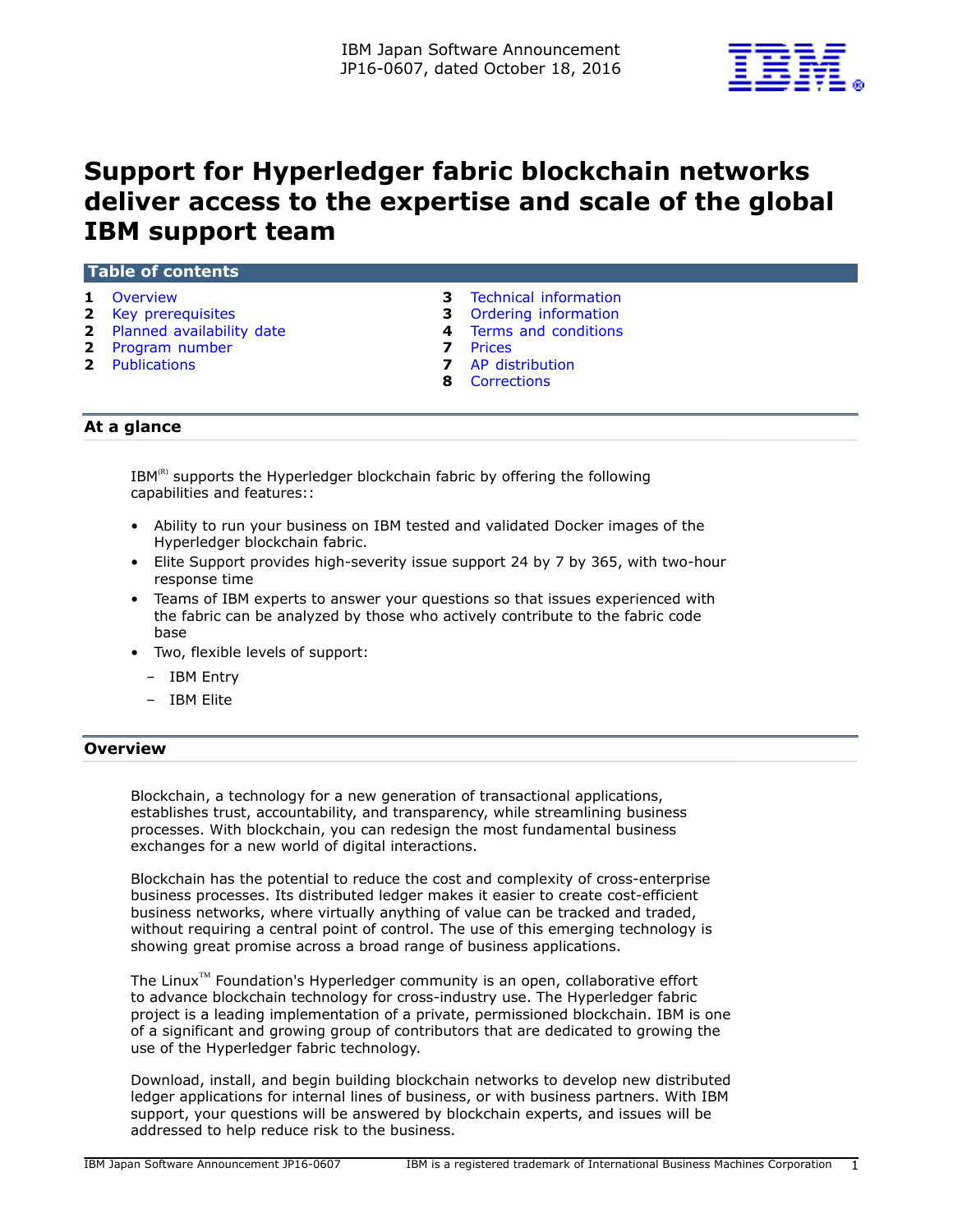IBM Japan Software Announcement
JP16-0607, dated October 18, 2016

# Support for Hyperledger fabric blockchain networks deliver access to the expertise and scale of the global IBM support team

## Table of contents

| | | | |
|---|---|---|---|
| **1** | Overview | **3** | Technical information |
| **2** | Key prerequisites | **3** | Ordering information |
| **2** | Planned availability date | **4** | Terms and conditions |
| **2** | Program number | **7** | Prices |
| **2** | Publications | **7** | AP distribution |
| | | **8** | Corrections |

## At a glance

IBM(R) supports the Hyperledger blockchain fabric by offering the following capabilities and features::

- Ability to run your business on IBM tested and validated Docker images of the Hyperledger blockchain fabric.
- Elite Support provides high-severity issue support 24 by 7 by 365, with two-hour response time
- Teams of IBM experts to answer your questions so that issues experienced with the fabric can be analyzed by those who actively contribute to the fabric code base
- Two, flexible levels of support:
  - IBM Entry
  - IBM Elite

## Overview

Blockchain, a technology for a new generation of transactional applications, establishes trust, accountability, and transparency, while streamlining business processes. With blockchain, you can redesign the most fundamental business exchanges for a new world of digital interactions.

Blockchain has the potential to reduce the cost and complexity of cross-enterprise business processes. Its distributed ledger makes it easier to create cost-efficient business networks, where virtually anything of value can be tracked and traded, without requiring a central point of control. The use of this emerging technology is showing great promise across a broad range of business applications.

The Linux(TM) Foundation's Hyperledger community is an open, collaborative effort to advance blockchain technology for cross-industry use. The Hyperledger fabric project is a leading implementation of a private, permissioned blockchain. IBM is one of a significant and growing group of contributors that are dedicated to growing the use of the Hyperledger fabric technology.

Download, install, and begin building blockchain networks to develop new distributed ledger applications for internal lines of business, or with business partners. With IBM support, your questions will be answered by blockchain experts, and issues will be addressed to help reduce risk to the business.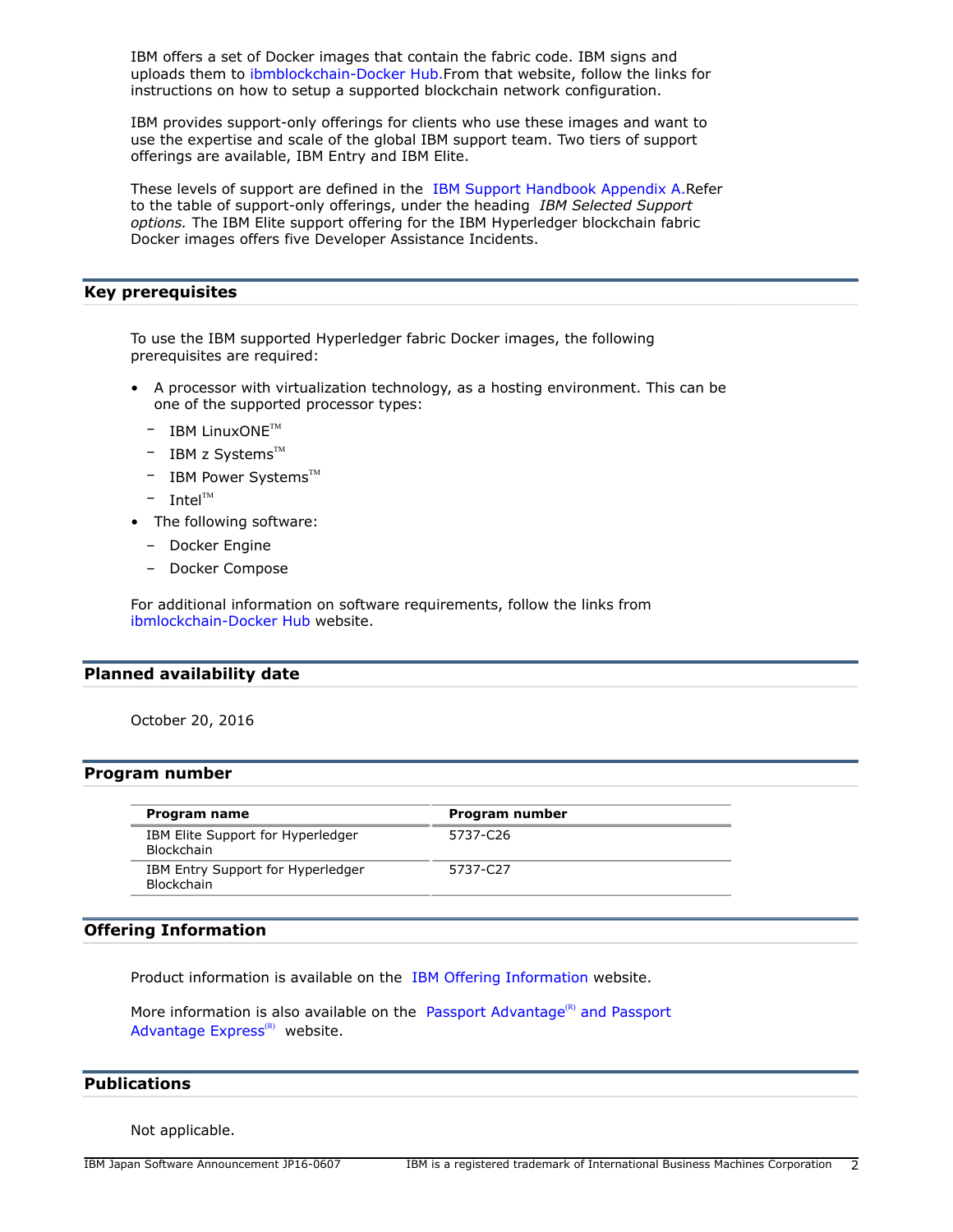IBM offers a set of Docker images that contain the fabric code. IBM signs and uploads them to ibmblockchain-Docker Hub.From that website, follow the links for instructions on how to setup a supported blockchain network configuration.

IBM provides support-only offerings for clients who use these images and want to use the expertise and scale of the global IBM support team. Two tiers of support offerings are available, IBM Entry and IBM Elite.

These levels of support are defined in the IBM Support Handbook Appendix A.Refer to the table of support-only offerings, under the heading *IBM Selected Support options.* The IBM Elite support offering for the IBM Hyperledger blockchain fabric Docker images offers five Developer Assistance Incidents.

## Key prerequisites

To use the IBM supported Hyperledger fabric Docker images, the following prerequisites are required:

- A processor with virtualization technology, as a hosting environment. This can be one of the supported processor types:
  - IBM LinuxONE™
  - IBM z Systems™
  - IBM Power Systems™
  - Intel™
- The following software:
  - Docker Engine
  - Docker Compose

For additional information on software requirements, follow the links from ibmlockchain-Docker Hub website.

## Planned availability date

October 20, 2016

## Program number

| Program name | Program number |
|---|---|
| IBM Elite Support for Hyperledger Blockchain | 5737-C26 |
| IBM Entry Support for Hyperledger Blockchain | 5737-C27 |

## Offering Information

Product information is available on the IBM Offering Information website.

More information is also available on the Passport Advantage(R) and Passport Advantage Express(R) website.

## Publications

Not applicable.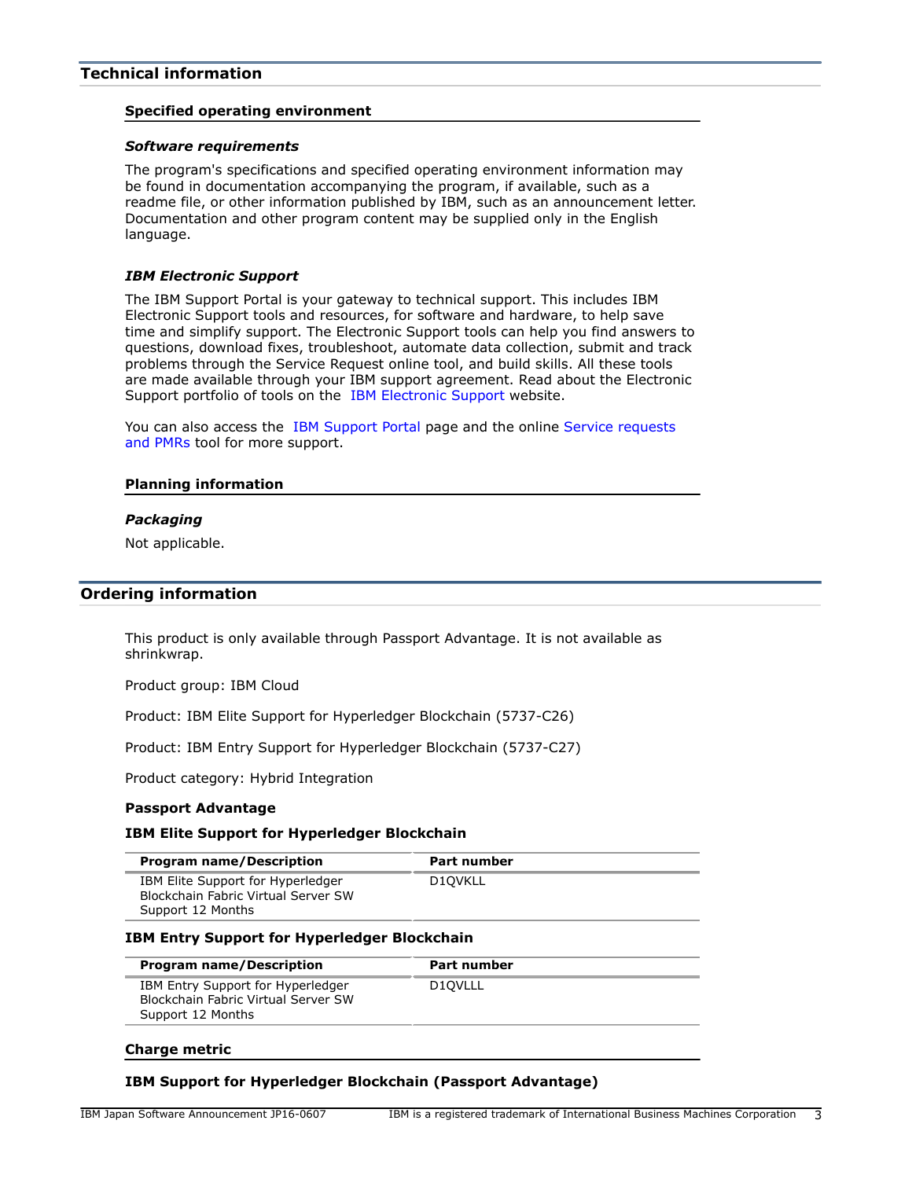## Technical information

### Specified operating environment

#### *Software requirements*

The program's specifications and specified operating environment information may be found in documentation accompanying the program, if available, such as a readme file, or other information published by IBM, such as an announcement letter. Documentation and other program content may be supplied only in the English language.

#### *IBM Electronic Support*

The IBM Support Portal is your gateway to technical support. This includes IBM Electronic Support tools and resources, for software and hardware, to help save time and simplify support. The Electronic Support tools can help you find answers to questions, download fixes, troubleshoot, automate data collection, submit and track problems through the Service Request online tool, and build skills. All these tools are made available through your IBM support agreement. Read about the Electronic Support portfolio of tools on the IBM Electronic Support website.

You can also access the IBM Support Portal page and the online Service requests and PMRs tool for more support.

### Planning information

#### *Packaging*

Not applicable.

## Ordering information

This product is only available through Passport Advantage. It is not available as shrinkwrap.

Product group: IBM Cloud

Product: IBM Elite Support for Hyperledger Blockchain (5737-C26)

Product: IBM Entry Support for Hyperledger Blockchain (5737-C27)

Product category: Hybrid Integration

**Passport Advantage**

**IBM Elite Support for Hyperledger Blockchain**

| Program name/Description | Part number |
|---|---|
| IBM Elite Support for Hyperledger Blockchain Fabric Virtual Server SW Support 12 Months | D1QVKLL |

**IBM Entry Support for Hyperledger Blockchain**

| Program name/Description | Part number |
|---|---|
| IBM Entry Support for Hyperledger Blockchain Fabric Virtual Server SW Support 12 Months | D1QVLLL |

### Charge metric

**IBM Support for Hyperledger Blockchain (Passport Advantage)**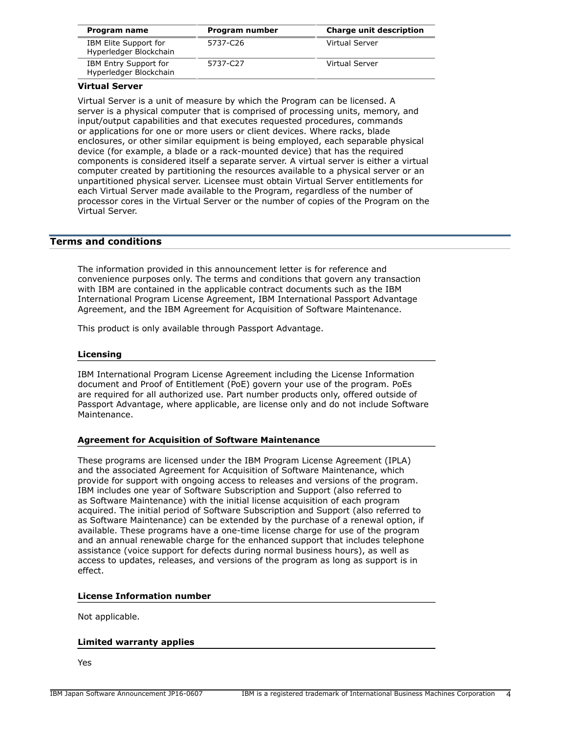| Program name | Program number | Charge unit description |
| --- | --- | --- |
| IBM Elite Support for Hyperledger Blockchain | 5737-C26 | Virtual Server |
| IBM Entry Support for Hyperledger Blockchain | 5737-C27 | Virtual Server |

**Virtual Server**

Virtual Server is a unit of measure by which the Program can be licensed. A server is a physical computer that is comprised of processing units, memory, and input/output capabilities and that executes requested procedures, commands or applications for one or more users or client devices. Where racks, blade enclosures, or other similar equipment is being employed, each separable physical device (for example, a blade or a rack-mounted device) that has the required components is considered itself a separate server. A virtual server is either a virtual computer created by partitioning the resources available to a physical server or an unpartitioned physical server. Licensee must obtain Virtual Server entitlements for each Virtual Server made available to the Program, regardless of the number of processor cores in the Virtual Server or the number of copies of the Program on the Virtual Server.

## Terms and conditions

The information provided in this announcement letter is for reference and convenience purposes only. The terms and conditions that govern any transaction with IBM are contained in the applicable contract documents such as the IBM International Program License Agreement, IBM International Passport Advantage Agreement, and the IBM Agreement for Acquisition of Software Maintenance.

This product is only available through Passport Advantage.

### Licensing

IBM International Program License Agreement including the License Information document and Proof of Entitlement (PoE) govern your use of the program. PoEs are required for all authorized use. Part number products only, offered outside of Passport Advantage, where applicable, are license only and do not include Software Maintenance.

### Agreement for Acquisition of Software Maintenance

These programs are licensed under the IBM Program License Agreement (IPLA) and the associated Agreement for Acquisition of Software Maintenance, which provide for support with ongoing access to releases and versions of the program. IBM includes one year of Software Subscription and Support (also referred to as Software Maintenance) with the initial license acquisition of each program acquired. The initial period of Software Subscription and Support (also referred to as Software Maintenance) can be extended by the purchase of a renewal option, if available. These programs have a one-time license charge for use of the program and an annual renewable charge for the enhanced support that includes telephone assistance (voice support for defects during normal business hours), as well as access to updates, releases, and versions of the program as long as support is in effect.

### License Information number

Not applicable.

### Limited warranty applies

Yes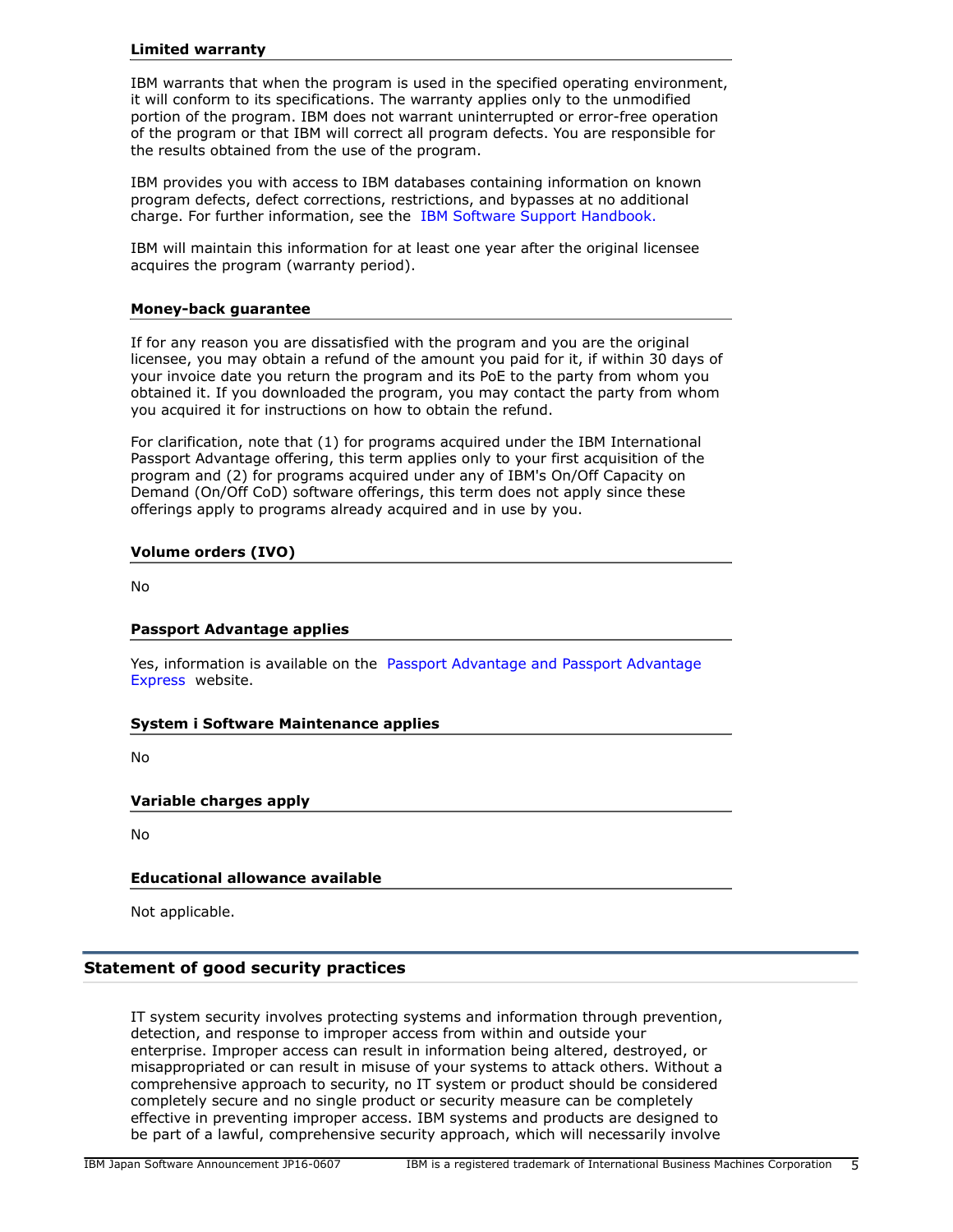### Limited warranty

IBM warrants that when the program is used in the specified operating environment, it will conform to its specifications. The warranty applies only to the unmodified portion of the program. IBM does not warrant uninterrupted or error-free operation of the program or that IBM will correct all program defects. You are responsible for the results obtained from the use of the program.

IBM provides you with access to IBM databases containing information on known program defects, defect corrections, restrictions, and bypasses at no additional charge. For further information, see the IBM Software Support Handbook.

IBM will maintain this information for at least one year after the original licensee acquires the program (warranty period).

### Money-back guarantee

If for any reason you are dissatisfied with the program and you are the original licensee, you may obtain a refund of the amount you paid for it, if within 30 days of your invoice date you return the program and its PoE to the party from whom you obtained it. If you downloaded the program, you may contact the party from whom you acquired it for instructions on how to obtain the refund.

For clarification, note that (1) for programs acquired under the IBM International Passport Advantage offering, this term applies only to your first acquisition of the program and (2) for programs acquired under any of IBM's On/Off Capacity on Demand (On/Off CoD) software offerings, this term does not apply since these offerings apply to programs already acquired and in use by you.

### Volume orders (IVO)

No

### Passport Advantage applies

Yes, information is available on the Passport Advantage and Passport Advantage Express website.

### System i Software Maintenance applies

No

### Variable charges apply

No

### Educational allowance available

Not applicable.

## Statement of good security practices

IT system security involves protecting systems and information through prevention, detection, and response to improper access from within and outside your enterprise. Improper access can result in information being altered, destroyed, or misappropriated or can result in misuse of your systems to attack others. Without a comprehensive approach to security, no IT system or product should be considered completely secure and no single product or security measure can be completely effective in preventing improper access. IBM systems and products are designed to be part of a lawful, comprehensive security approach, which will necessarily involve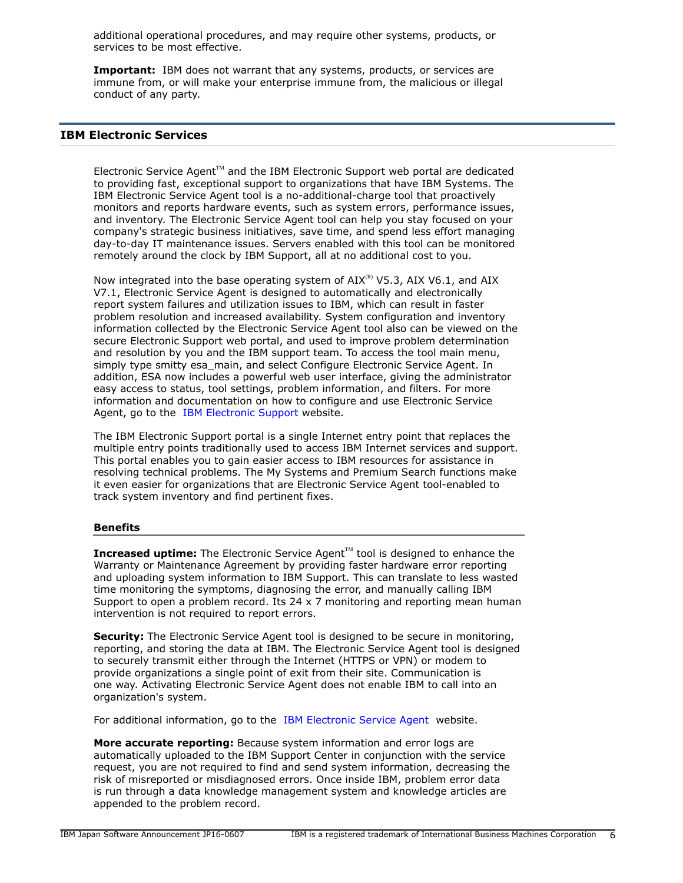additional operational procedures, and may require other systems, products, or services to be most effective.

**Important:** IBM does not warrant that any systems, products, or services are immune from, or will make your enterprise immune from, the malicious or illegal conduct of any party.

## IBM Electronic Services

Electronic Service Agent™ and the IBM Electronic Support web portal are dedicated to providing fast, exceptional support to organizations that have IBM Systems. The IBM Electronic Service Agent tool is a no-additional-charge tool that proactively monitors and reports hardware events, such as system errors, performance issues, and inventory. The Electronic Service Agent tool can help you stay focused on your company's strategic business initiatives, save time, and spend less effort managing day-to-day IT maintenance issues. Servers enabled with this tool can be monitored remotely around the clock by IBM Support, all at no additional cost to you.

Now integrated into the base operating system of AIX(R) V5.3, AIX V6.1, and AIX V7.1, Electronic Service Agent is designed to automatically and electronically report system failures and utilization issues to IBM, which can result in faster problem resolution and increased availability. System configuration and inventory information collected by the Electronic Service Agent tool also can be viewed on the secure Electronic Support web portal, and used to improve problem determination and resolution by you and the IBM support team. To access the tool main menu, simply type smitty esa_main, and select Configure Electronic Service Agent. In addition, ESA now includes a powerful web user interface, giving the administrator easy access to status, tool settings, problem information, and filters. For more information and documentation on how to configure and use Electronic Service Agent, go to the IBM Electronic Support website.

The IBM Electronic Support portal is a single Internet entry point that replaces the multiple entry points traditionally used to access IBM Internet services and support. This portal enables you to gain easier access to IBM resources for assistance in resolving technical problems. The My Systems and Premium Search functions make it even easier for organizations that are Electronic Service Agent tool-enabled to track system inventory and find pertinent fixes.

### Benefits

**Increased uptime:** The Electronic Service Agent™ tool is designed to enhance the Warranty or Maintenance Agreement by providing faster hardware error reporting and uploading system information to IBM Support. This can translate to less wasted time monitoring the symptoms, diagnosing the error, and manually calling IBM Support to open a problem record. Its 24 x 7 monitoring and reporting mean human intervention is not required to report errors.

**Security:** The Electronic Service Agent tool is designed to be secure in monitoring, reporting, and storing the data at IBM. The Electronic Service Agent tool is designed to securely transmit either through the Internet (HTTPS or VPN) or modem to provide organizations a single point of exit from their site. Communication is one way. Activating Electronic Service Agent does not enable IBM to call into an organization's system.

For additional information, go to the IBM Electronic Service Agent website.

**More accurate reporting:** Because system information and error logs are automatically uploaded to the IBM Support Center in conjunction with the service request, you are not required to find and send system information, decreasing the risk of misreported or misdiagnosed errors. Once inside IBM, problem error data is run through a data knowledge management system and knowledge articles are appended to the problem record.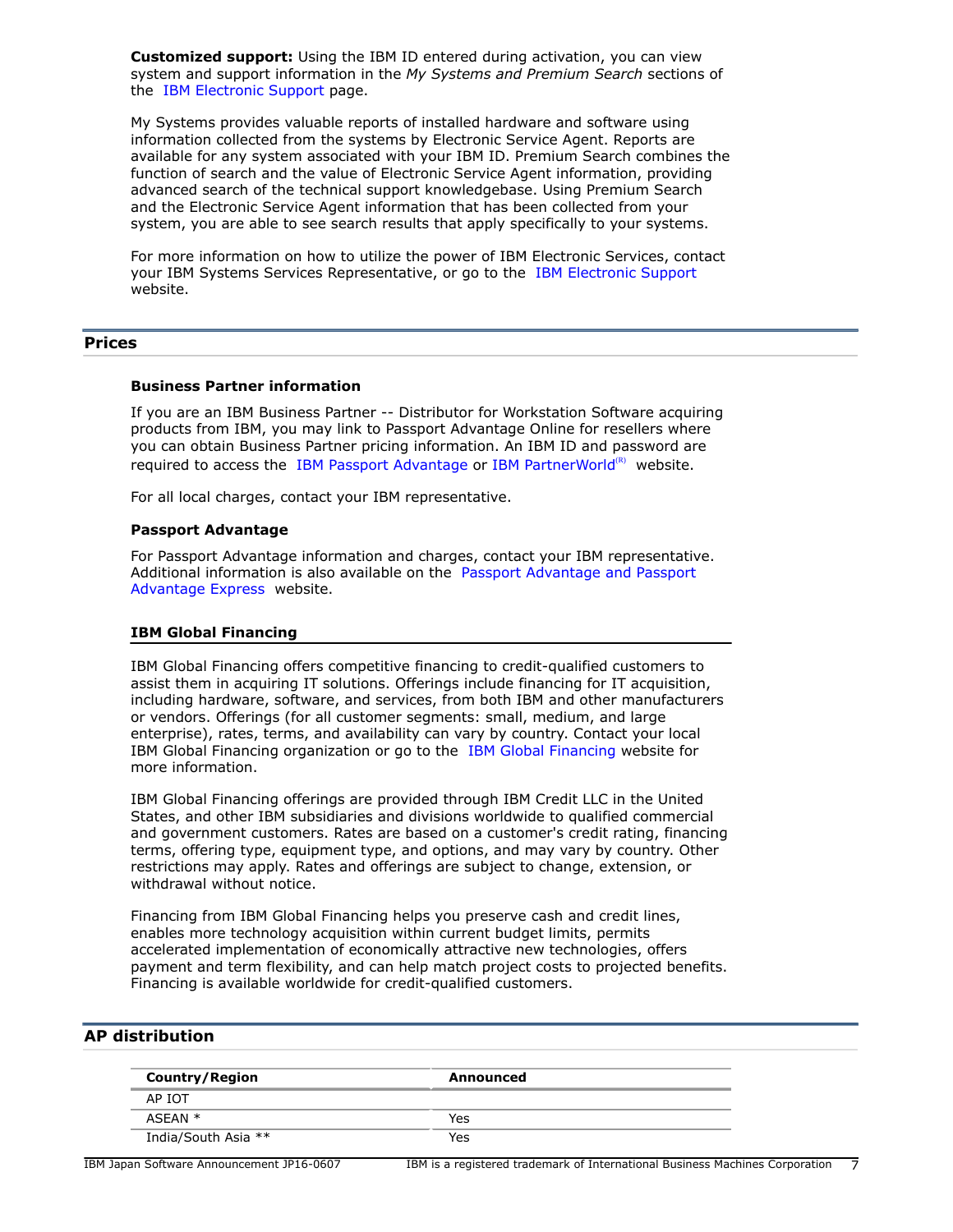**Customized support:** Using the IBM ID entered during activation, you can view system and support information in the *My Systems and Premium Search* sections of the IBM Electronic Support page.

My Systems provides valuable reports of installed hardware and software using information collected from the systems by Electronic Service Agent. Reports are available for any system associated with your IBM ID. Premium Search combines the function of search and the value of Electronic Service Agent information, providing advanced search of the technical support knowledgebase. Using Premium Search and the Electronic Service Agent information that has been collected from your system, you are able to see search results that apply specifically to your systems.

For more information on how to utilize the power of IBM Electronic Services, contact your IBM Systems Services Representative, or go to the IBM Electronic Support website.

## Prices

### Business Partner information

If you are an IBM Business Partner -- Distributor for Workstation Software acquiring products from IBM, you may link to Passport Advantage Online for resellers where you can obtain Business Partner pricing information. An IBM ID and password are required to access the IBM Passport Advantage or IBM PartnerWorld(R) website.

For all local charges, contact your IBM representative.

### Passport Advantage

For Passport Advantage information and charges, contact your IBM representative. Additional information is also available on the Passport Advantage and Passport Advantage Express website.

### IBM Global Financing

IBM Global Financing offers competitive financing to credit-qualified customers to assist them in acquiring IT solutions. Offerings include financing for IT acquisition, including hardware, software, and services, from both IBM and other manufacturers or vendors. Offerings (for all customer segments: small, medium, and large enterprise), rates, terms, and availability can vary by country. Contact your local IBM Global Financing organization or go to the IBM Global Financing website for more information.

IBM Global Financing offerings are provided through IBM Credit LLC in the United States, and other IBM subsidiaries and divisions worldwide to qualified commercial and government customers. Rates are based on a customer's credit rating, financing terms, offering type, equipment type, and options, and may vary by country. Other restrictions may apply. Rates and offerings are subject to change, extension, or withdrawal without notice.

Financing from IBM Global Financing helps you preserve cash and credit lines, enables more technology acquisition within current budget limits, permits accelerated implementation of economically attractive new technologies, offers payment and term flexibility, and can help match project costs to projected benefits. Financing is available worldwide for credit-qualified customers.

## AP distribution

| Country/Region | Announced |
|---|---|
| AP IOT | |
| ASEAN * | Yes |
| India/South Asia ** | Yes |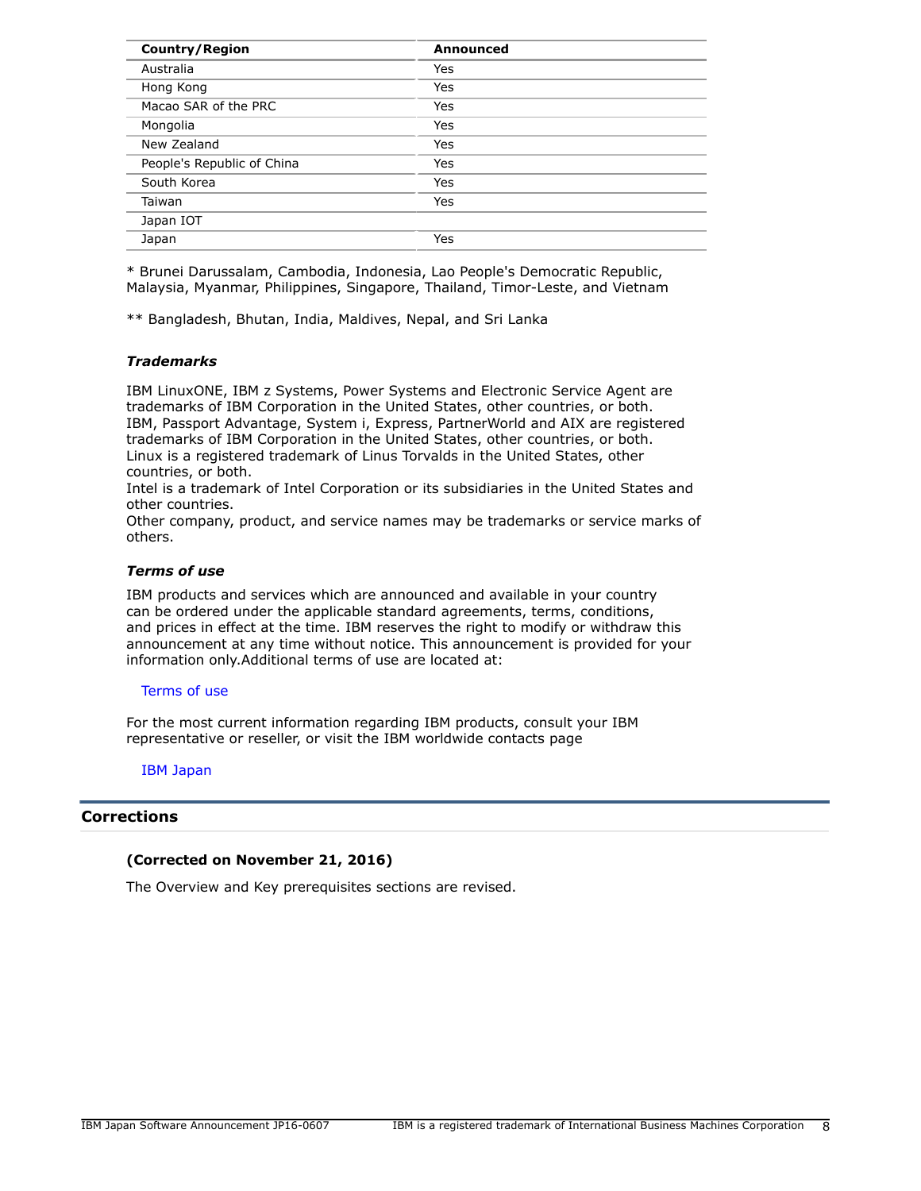| Country/Region | Announced |
|---|---|
| Australia | Yes |
| Hong Kong | Yes |
| Macao SAR of the PRC | Yes |
| Mongolia | Yes |
| New Zealand | Yes |
| People's Republic of China | Yes |
| South Korea | Yes |
| Taiwan | Yes |
| Japan IOT | |
| Japan | Yes |

* Brunei Darussalam, Cambodia, Indonesia, Lao People's Democratic Republic, Malaysia, Myanmar, Philippines, Singapore, Thailand, Timor-Leste, and Vietnam

** Bangladesh, Bhutan, India, Maldives, Nepal, and Sri Lanka

### *Trademarks*

IBM LinuxONE, IBM z Systems, Power Systems and Electronic Service Agent are trademarks of IBM Corporation in the United States, other countries, or both.
IBM, Passport Advantage, System i, Express, PartnerWorld and AIX are registered trademarks of IBM Corporation in the United States, other countries, or both.
Linux is a registered trademark of Linus Torvalds in the United States, other countries, or both.
Intel is a trademark of Intel Corporation or its subsidiaries in the United States and other countries.
Other company, product, and service names may be trademarks or service marks of others.

### *Terms of use*

IBM products and services which are announced and available in your country can be ordered under the applicable standard agreements, terms, conditions, and prices in effect at the time. IBM reserves the right to modify or withdraw this announcement at any time without notice. This announcement is provided for your information only.Additional terms of use are located at:

Terms of use

For the most current information regarding IBM products, consult your IBM representative or reseller, or visit the IBM worldwide contacts page

IBM Japan

## Corrections

**(Corrected on November 21, 2016)**

The Overview and Key prerequisites sections are revised.